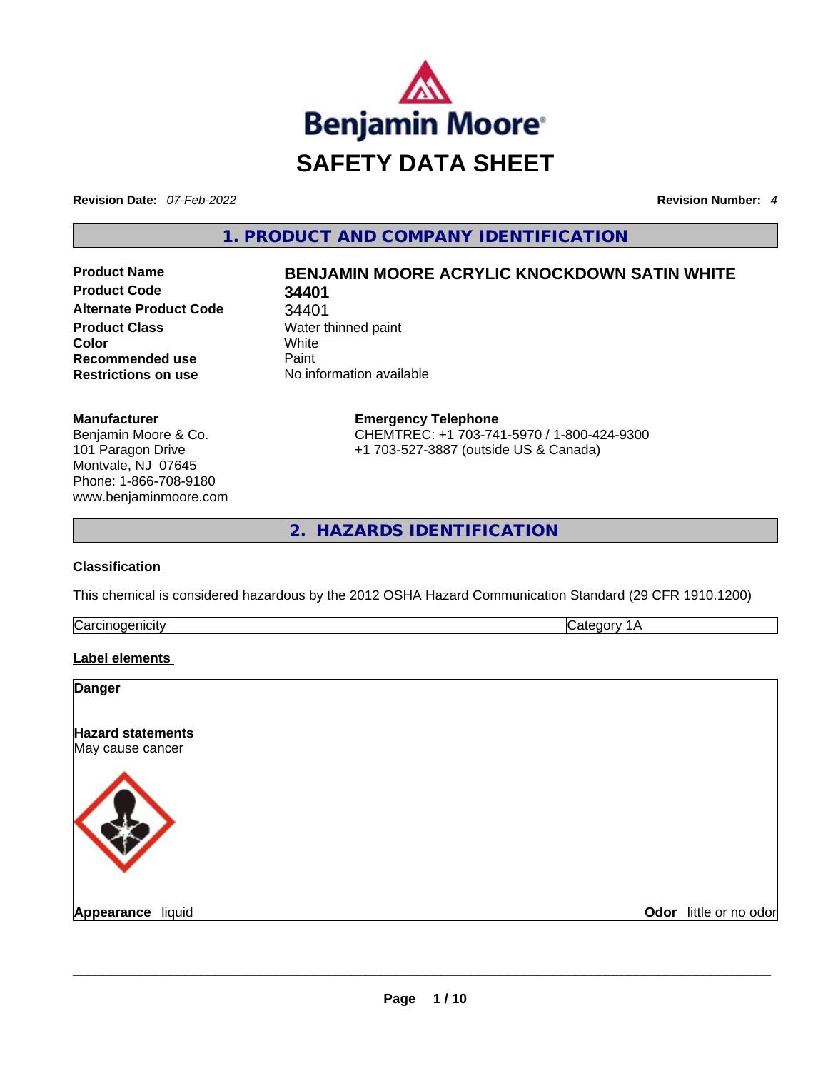# SAFETY DATA SHEET

**Revision Date:** *07-Feb-2022* **Revision Number:** *4*

## 1. PRODUCT AND COMPANY IDENTIFICATION

| | |
|---|---|
| **Product Name** | **BENJAMIN MOORE ACRYLIC KNOCKDOWN SATIN WHITE** |
| **Product Code** | **34401** |
| **Alternate Product Code** | 34401 |
| **Product Class** | Water thinned paint |
| **Color** | White |
| **Recommended use** | Paint |
| **Restrictions on use** | No information available |

**Manufacturer**
Benjamin Moore & Co.
101 Paragon Drive
Montvale, NJ 07645
Phone: 1-866-708-9180
www.benjaminmoore.com

**Emergency Telephone**
CHEMTREC: +1 703-741-5970 / 1-800-424-9300
+1 703-527-3887 (outside US & Canada)

## 2. HAZARDS IDENTIFICATION

**Classification**

This chemical is considered hazardous by the 2012 OSHA Hazard Communication Standard (29 CFR 1910.1200)

| Carcinogenicity | Category 1A |
|---|---|

**Label elements**

**Danger**

**Hazard statements**
May cause cancer

**Appearance** liquid **Odor** little or no odor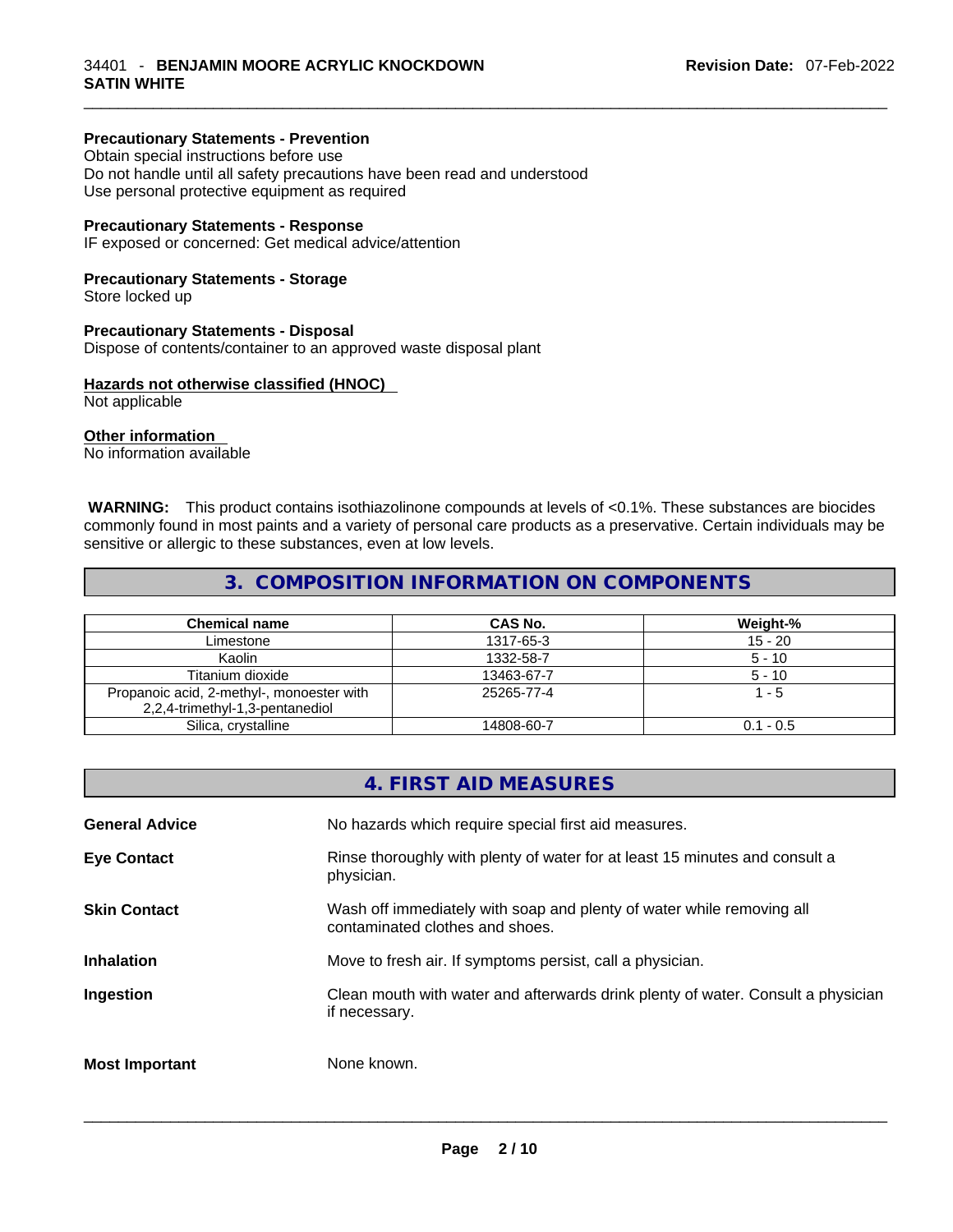### Precautionary Statements - Prevention

Obtain special instructions before use
Do not handle until all safety precautions have been read and understood
Use personal protective equipment as required

### Precautionary Statements - Response

IF exposed or concerned: Get medical advice/attention

### Precautionary Statements - Storage

Store locked up

### Precautionary Statements - Disposal

Dispose of contents/container to an approved waste disposal plant

### Hazards not otherwise classified (HNOC)

Not applicable

### Other information

No information available

**WARNING:** This product contains isothiazolinone compounds at levels of <0.1%. These substances are biocides commonly found in most paints and a variety of personal care products as a preservative. Certain individuals may be sensitive or allergic to these substances, even at low levels.

## 3. COMPOSITION INFORMATION ON COMPONENTS

| Chemical name | CAS No. | Weight-% |
|---|---|---|
| Limestone | 1317-65-3 | 15 - 20 |
| Kaolin | 1332-58-7 | 5 - 10 |
| Titanium dioxide | 13463-67-7 | 5 - 10 |
| Propanoic acid, 2-methyl-, monoester with 2,2,4-trimethyl-1,3-pentanediol | 25265-77-4 | 1 - 5 |
| Silica, crystalline | 14808-60-7 | 0.1 - 0.5 |

## 4. FIRST AID MEASURES

**General Advice** No hazards which require special first aid measures.

**Eye Contact** Rinse thoroughly with plenty of water for at least 15 minutes and consult a physician.

**Skin Contact** Wash off immediately with soap and plenty of water while removing all contaminated clothes and shoes.

**Inhalation** Move to fresh air. If symptoms persist, call a physician.

**Ingestion** Clean mouth with water and afterwards drink plenty of water. Consult a physician if necessary.

**Most Important** None known.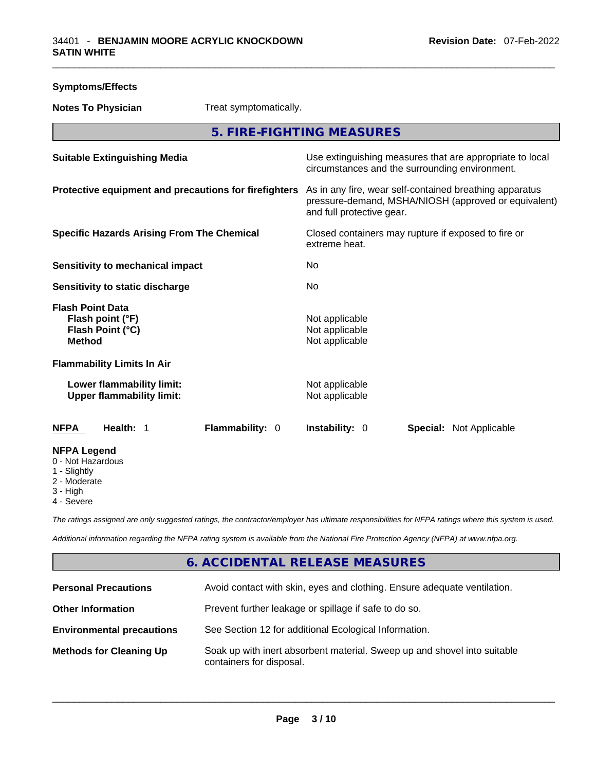**Symptoms/Effects**

**Notes To Physician** Treat symptomatically.

## 5. FIRE-FIGHTING MEASURES

**Suitable Extinguishing Media** Use extinguishing measures that are appropriate to local circumstances and the surrounding environment.

**Protective equipment and precautions for firefighters** As in any fire, wear self-contained breathing apparatus pressure-demand, MSHA/NIOSH (approved or equivalent) and full protective gear.

**Specific Hazards Arising From The Chemical** Closed containers may rupture if exposed to fire or extreme heat.

**Sensitivity to mechanical impact** No

**Sensitivity to static discharge** No

**Flash Point Data**
**Flash point (°F)** Not applicable
**Flash Point (°C)** Not applicable
**Method** Not applicable

**Flammability Limits In Air**

**Lower flammability limit:** Not applicable
**Upper flammability limit:** Not applicable

**NFPA** **Health:** 1 **Flammability:** 0 **Instability:** 0 **Special:** Not Applicable

**NFPA Legend**
0 - Not Hazardous
1 - Slightly
2 - Moderate
3 - High
4 - Severe

*The ratings assigned are only suggested ratings, the contractor/employer has ultimate responsibilities for NFPA ratings where this system is used.*

*Additional information regarding the NFPA rating system is available from the National Fire Protection Agency (NFPA) at www.nfpa.org.*

## 6. ACCIDENTAL RELEASE MEASURES

**Personal Precautions** Avoid contact with skin, eyes and clothing. Ensure adequate ventilation.

**Other Information** Prevent further leakage or spillage if safe to do so.

**Environmental precautions** See Section 12 for additional Ecological Information.

**Methods for Cleaning Up** Soak up with inert absorbent material. Sweep up and shovel into suitable containers for disposal.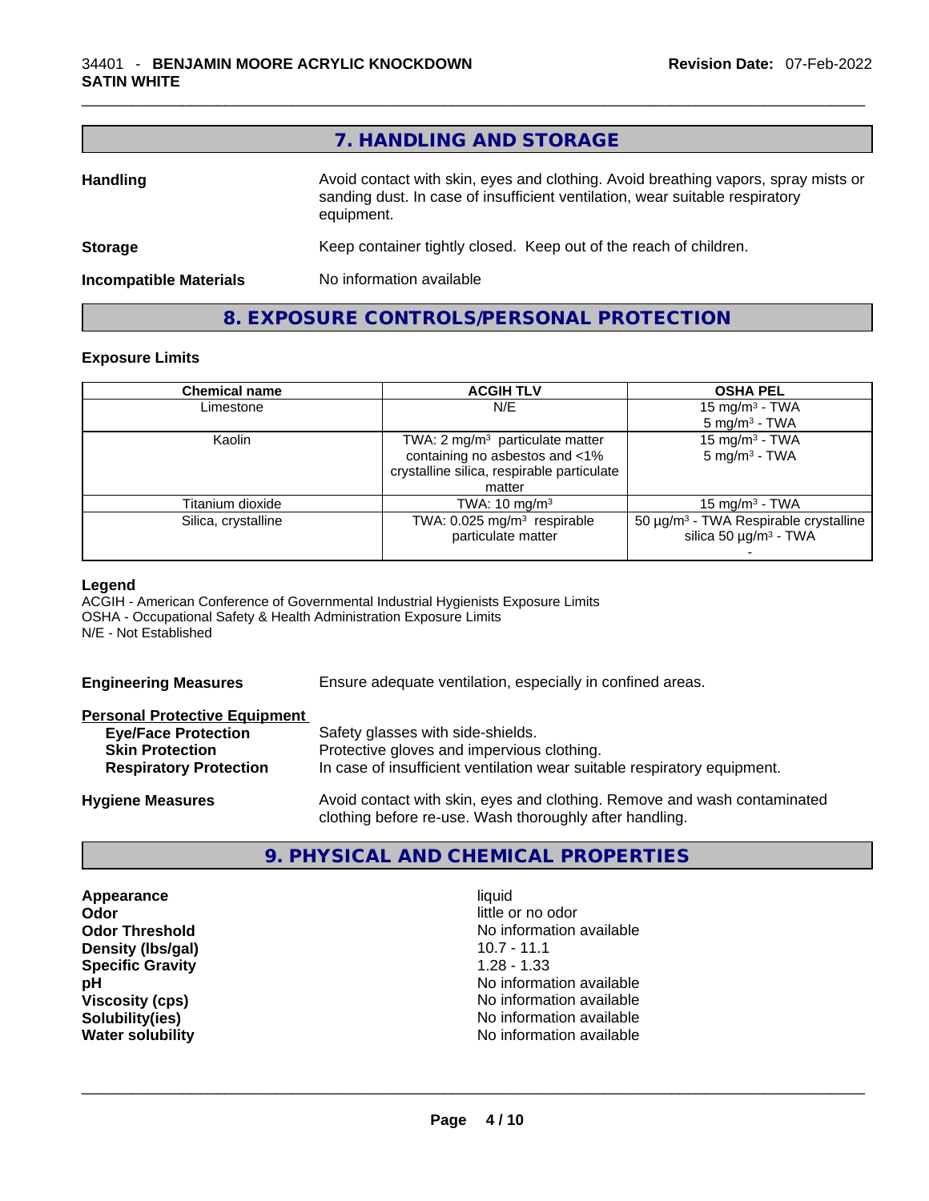## 7. HANDLING AND STORAGE

**Handling** Avoid contact with skin, eyes and clothing. Avoid breathing vapors, spray mists or sanding dust. In case of insufficient ventilation, wear suitable respiratory equipment.

**Storage** Keep container tightly closed. Keep out of the reach of children.

**Incompatible Materials** No information available

## 8. EXPOSURE CONTROLS/PERSONAL PROTECTION

### Exposure Limits

| Chemical name | ACGIH TLV | OSHA PEL |
|---|---|---|
| Limestone | N/E | 15 mg/m³ - TWA<br>5 mg/m³ - TWA |
| Kaolin | TWA: 2 mg/m³ particulate matter containing no asbestos and <1% crystalline silica, respirable particulate matter | 15 mg/m³ - TWA<br>5 mg/m³ - TWA |
| Titanium dioxide | TWA: 10 mg/m³ | 15 mg/m³ - TWA |
| Silica, crystalline | TWA: 0.025 mg/m³ respirable particulate matter | 50 µg/m³ - TWA Respirable crystalline silica 50 µg/m³ - TWA<br>- |

**Legend**
ACGIH - American Conference of Governmental Industrial Hygienists Exposure Limits
OSHA - Occupational Safety & Health Administration Exposure Limits
N/E - Not Established

**Engineering Measures** Ensure adequate ventilation, especially in confined areas.

**Personal Protective Equipment**
- **Eye/Face Protection** Safety glasses with side-shields.
- **Skin Protection** Protective gloves and impervious clothing.
- **Respiratory Protection** In case of insufficient ventilation wear suitable respiratory equipment.

**Hygiene Measures** Avoid contact with skin, eyes and clothing. Remove and wash contaminated clothing before re-use. Wash thoroughly after handling.

## 9. PHYSICAL AND CHEMICAL PROPERTIES

| | |
|---|---|
| **Appearance** | liquid |
| **Odor** | little or no odor |
| **Odor Threshold** | No information available |
| **Density (lbs/gal)** | 10.7 - 11.1 |
| **Specific Gravity** | 1.28 - 1.33 |
| **pH** | No information available |
| **Viscosity (cps)** | No information available |
| **Solubility(ies)** | No information available |
| **Water solubility** | No information available |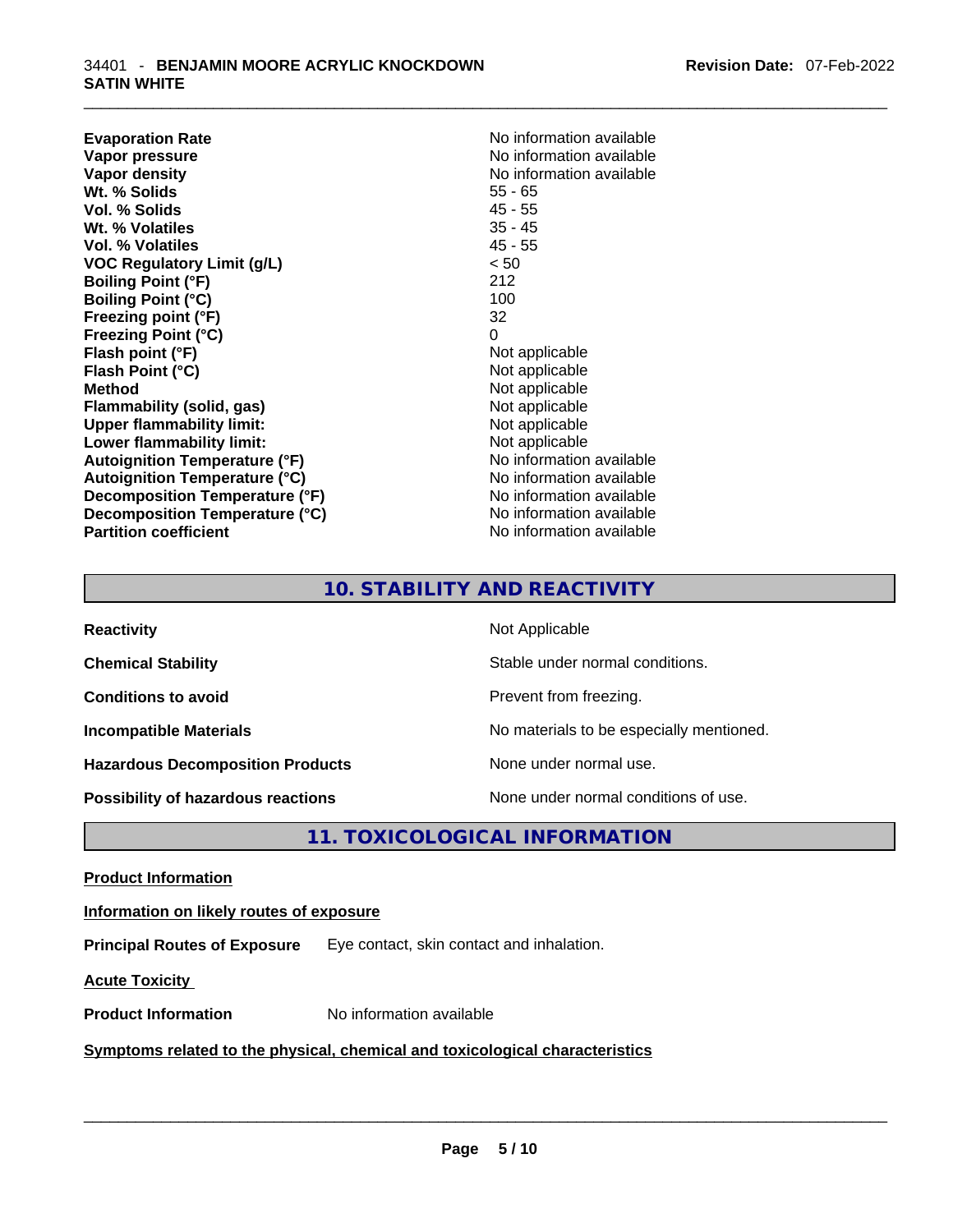| | |
|---|---|
| **Evaporation Rate** | No information available |
| **Vapor pressure** | No information available |
| **Vapor density** | No information available |
| **Wt. % Solids** | 55 - 65 |
| **Vol. % Solids** | 45 - 55 |
| **Wt. % Volatiles** | 35 - 45 |
| **Vol. % Volatiles** | 45 - 55 |
| **VOC Regulatory Limit (g/L)** | < 50 |
| **Boiling Point (°F)** | 212 |
| **Boiling Point (°C)** | 100 |
| **Freezing point (°F)** | 32 |
| **Freezing Point (°C)** | 0 |
| **Flash point (°F)** | Not applicable |
| **Flash Point (°C)** | Not applicable |
| **Method** | Not applicable |
| **Flammability (solid, gas)** | Not applicable |
| **Upper flammability limit:** | Not applicable |
| **Lower flammability limit:** | Not applicable |
| **Autoignition Temperature (°F)** | No information available |
| **Autoignition Temperature (°C)** | No information available |
| **Decomposition Temperature (°F)** | No information available |
| **Decomposition Temperature (°C)** | No information available |
| **Partition coefficient** | No information available |

## 10. STABILITY AND REACTIVITY

| | |
|---|---|
| **Reactivity** | Not Applicable |
| **Chemical Stability** | Stable under normal conditions. |
| **Conditions to avoid** | Prevent from freezing. |
| **Incompatible Materials** | No materials to be especially mentioned. |
| **Hazardous Decomposition Products** | None under normal use. |
| **Possibility of hazardous reactions** | None under normal conditions of use. |

## 11. TOXICOLOGICAL INFORMATION

**Product Information**

**Information on likely routes of exposure**

**Principal Routes of Exposure** Eye contact, skin contact and inhalation.

**Acute Toxicity**

**Product Information** No information available

**Symptoms related to the physical, chemical and toxicological characteristics**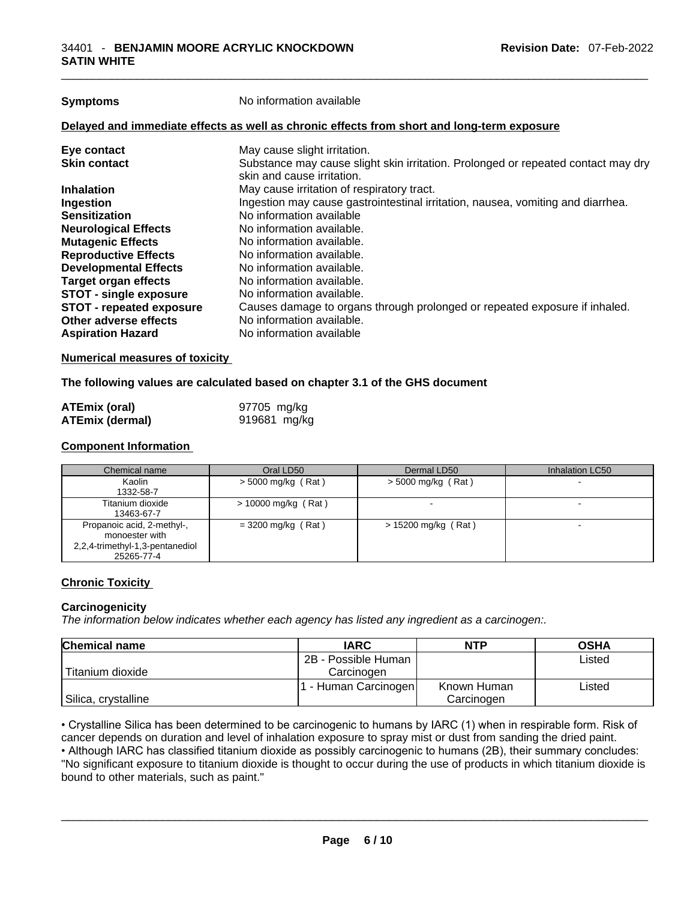**Symptoms** No information available

**Delayed and immediate effects as well as chronic effects from short and long-term exposure**

| | |
|---|---|
| **Eye contact** | May cause slight irritation. |
| **Skin contact** | Substance may cause slight skin irritation. Prolonged or repeated contact may dry skin and cause irritation. |
| **Inhalation** | May cause irritation of respiratory tract. |
| **Ingestion** | Ingestion may cause gastrointestinal irritation, nausea, vomiting and diarrhea. |
| **Sensitization** | No information available |
| **Neurological Effects** | No information available. |
| **Mutagenic Effects** | No information available. |
| **Reproductive Effects** | No information available. |
| **Developmental Effects** | No information available. |
| **Target organ effects** | No information available. |
| **STOT - single exposure** | No information available. |
| **STOT - repeated exposure** | Causes damage to organs through prolonged or repeated exposure if inhaled. |
| **Other adverse effects** | No information available. |
| **Aspiration Hazard** | No information available |

**Numerical measures of toxicity**

**The following values are calculated based on chapter 3.1 of the GHS document**

| | |
|---|---|
| **ATEmix (oral)** | 97705 mg/kg |
| **ATEmix (dermal)** | 919681 mg/kg |

**Component Information**

| Chemical name | Oral LD50 | Dermal LD50 | Inhalation LC50 |
|---|---|---|---|
| Kaolin<br>1332-58-7 | > 5000 mg/kg ( Rat ) | > 5000 mg/kg ( Rat ) | - |
| Titanium dioxide<br>13463-67-7 | > 10000 mg/kg ( Rat ) | - | - |
| Propanoic acid, 2-methyl-, monoester with 2,2,4-trimethyl-1,3-pentanediol<br>25265-77-4 | = 3200 mg/kg ( Rat ) | > 15200 mg/kg ( Rat ) | - |

**Chronic Toxicity**

**Carcinogenicity**

*The information below indicates whether each agency has listed any ingredient as a carcinogen:.*

| Chemical name | IARC | NTP | OSHA |
|---|---|---|---|
| Titanium dioxide | 2B - Possible Human Carcinogen | | Listed |
| Silica, crystalline | 1 - Human Carcinogen | Known Human Carcinogen | Listed |

• Crystalline Silica has been determined to be carcinogenic to humans by IARC (1) when in respirable form. Risk of cancer depends on duration and level of inhalation exposure to spray mist or dust from sanding the dried paint.
• Although IARC has classified titanium dioxide as possibly carcinogenic to humans (2B), their summary concludes: "No significant exposure to titanium dioxide is thought to occur during the use of products in which titanium dioxide is bound to other materials, such as paint."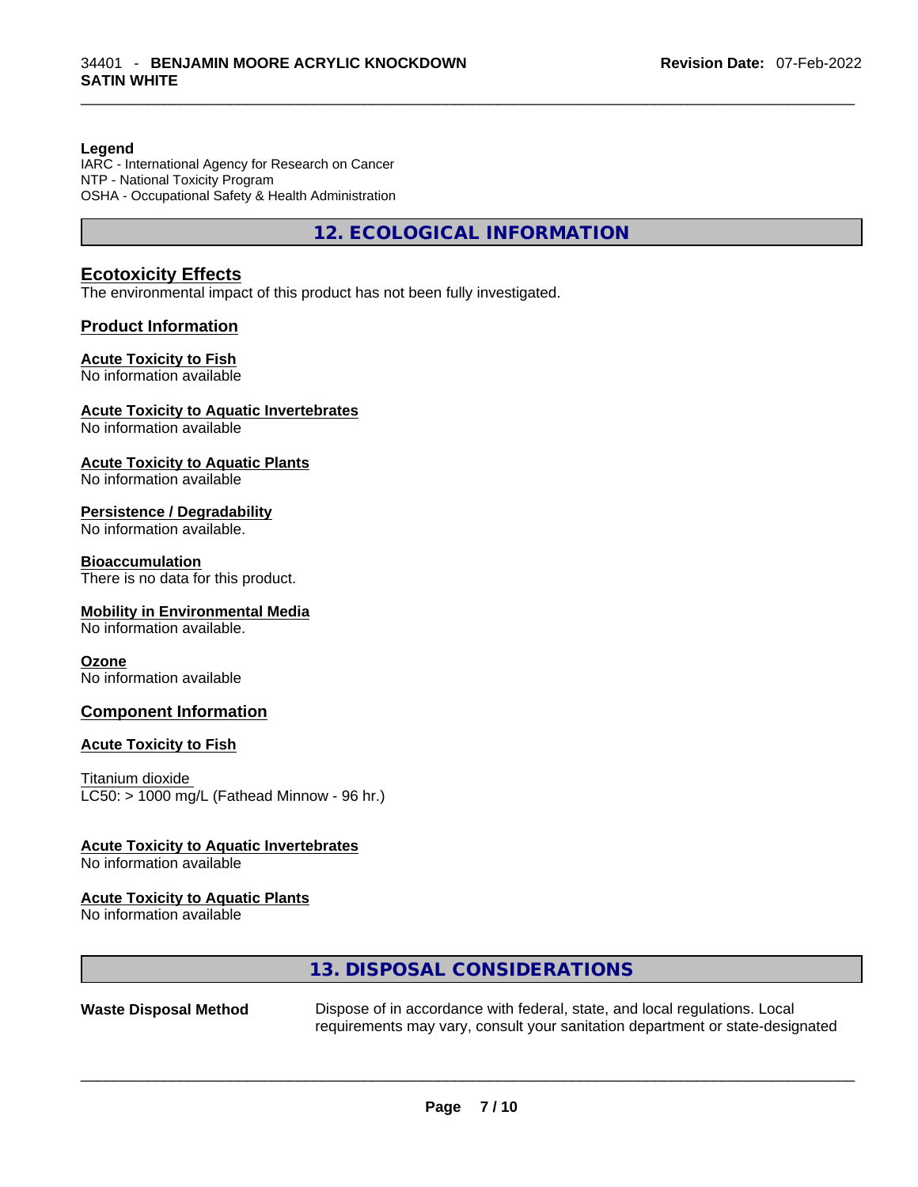**Legend**
IARC - International Agency for Research on Cancer
NTP - National Toxicity Program
OSHA - Occupational Safety & Health Administration

## 12. ECOLOGICAL INFORMATION

### Ecotoxicity Effects

The environmental impact of this product has not been fully investigated.

### Product Information

**Acute Toxicity to Fish**
No information available

**Acute Toxicity to Aquatic Invertebrates**
No information available

**Acute Toxicity to Aquatic Plants**
No information available

**Persistence / Degradability**
No information available.

**Bioaccumulation**
There is no data for this product.

**Mobility in Environmental Media**
No information available.

**Ozone**
No information available

### Component Information

**Acute Toxicity to Fish**

Titanium dioxide
LC50: > 1000 mg/L (Fathead Minnow - 96 hr.)

**Acute Toxicity to Aquatic Invertebrates**
No information available

**Acute Toxicity to Aquatic Plants**
No information available

## 13. DISPOSAL CONSIDERATIONS

**Waste Disposal Method** Dispose of in accordance with federal, state, and local regulations. Local requirements may vary, consult your sanitation department or state-designated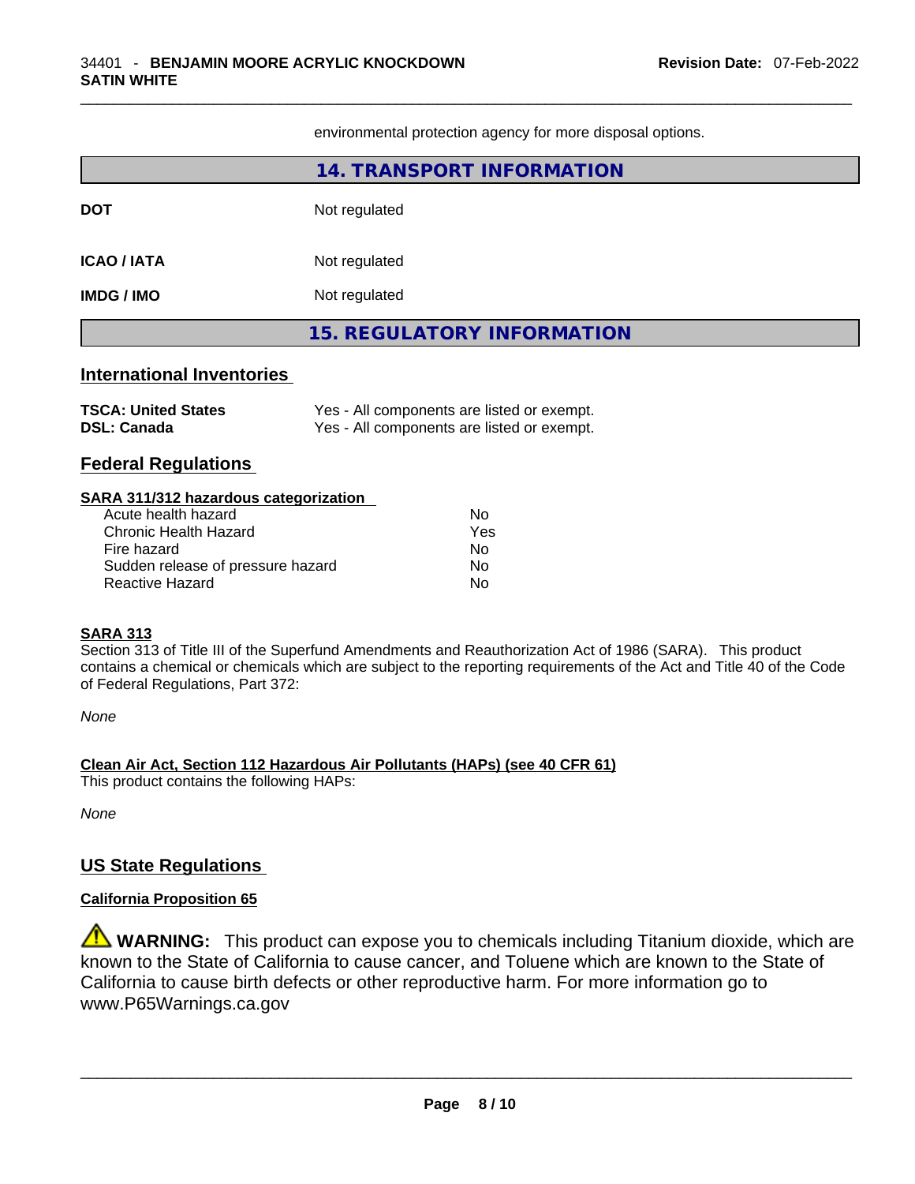environmental protection agency for more disposal options.

## 14. TRANSPORT INFORMATION

| | |
|---|---|
| **DOT** | Not regulated |
| **ICAO / IATA** | Not regulated |
| **IMDG / IMO** | Not regulated |

## 15. REGULATORY INFORMATION

### International Inventories

| | |
|---|---|
| **TSCA: United States** | Yes - All components are listed or exempt. |
| **DSL: Canada** | Yes - All components are listed or exempt. |

### Federal Regulations

**SARA 311/312 hazardous categorization**

| | |
|---|---|
| Acute health hazard | No |
| Chronic Health Hazard | Yes |
| Fire hazard | No |
| Sudden release of pressure hazard | No |
| Reactive Hazard | No |

**SARA 313**

Section 313 of Title III of the Superfund Amendments and Reauthorization Act of 1986 (SARA). This product contains a chemical or chemicals which are subject to the reporting requirements of the Act and Title 40 of the Code of Federal Regulations, Part 372:

*None*

**Clean Air Act, Section 112 Hazardous Air Pollutants (HAPs) (see 40 CFR 61)**

This product contains the following HAPs:

*None*

### US State Regulations

**California Proposition 65**

⚠ **WARNING:** This product can expose you to chemicals including Titanium dioxide, which are known to the State of California to cause cancer, and Toluene which are known to the State of California to cause birth defects or other reproductive harm. For more information go to www.P65Warnings.ca.gov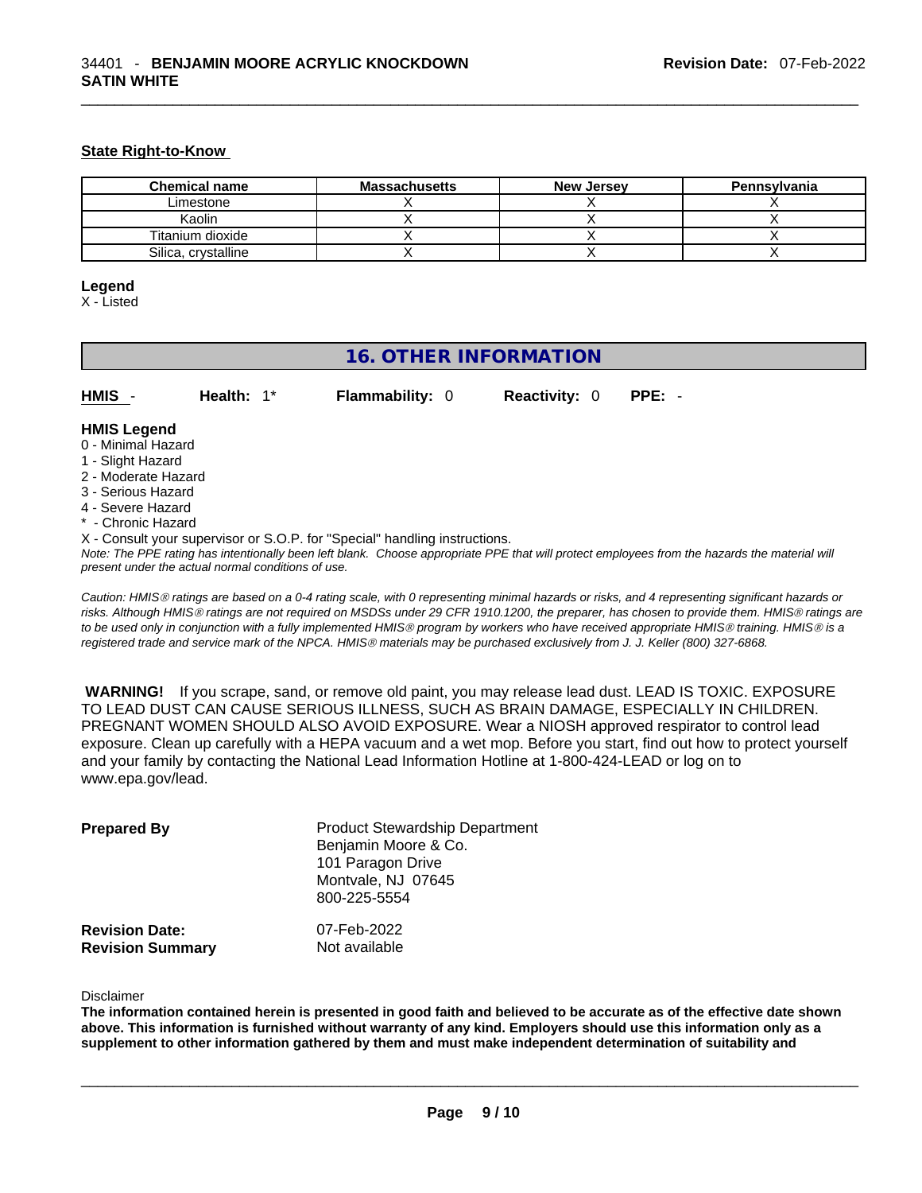#### State Right-to-Know

| Chemical name | Massachusetts | New Jersey | Pennsylvania |
|---|---|---|---|
| Limestone | X | X | X |
| Kaolin | X | X | X |
| Titanium dioxide | X | X | X |
| Silica, crystalline | X | X | X |

**Legend**
X - Listed

## 16. OTHER INFORMATION

**HMIS** - **Health:** 1* **Flammability:** 0 **Reactivity:** 0 **PPE:** -

**HMIS Legend**
0 - Minimal Hazard
1 - Slight Hazard
2 - Moderate Hazard
3 - Serious Hazard
4 - Severe Hazard
* - Chronic Hazard
X - Consult your supervisor or S.O.P. for "Special" handling instructions.

*Note: The PPE rating has intentionally been left blank. Choose appropriate PPE that will protect employees from the hazards the material will present under the actual normal conditions of use.*

*Caution: HMIS® ratings are based on a 0-4 rating scale, with 0 representing minimal hazards or risks, and 4 representing significant hazards or risks. Although HMIS® ratings are not required on MSDSs under 29 CFR 1910.1200, the preparer, has chosen to provide them. HMIS® ratings are to be used only in conjunction with a fully implemented HMIS® program by workers who have received appropriate HMIS® training. HMIS® is a registered trade and service mark of the NPCA. HMIS® materials may be purchased exclusively from J. J. Keller (800) 327-6868.*

**WARNING!** If you scrape, sand, or remove old paint, you may release lead dust. LEAD IS TOXIC. EXPOSURE TO LEAD DUST CAN CAUSE SERIOUS ILLNESS, SUCH AS BRAIN DAMAGE, ESPECIALLY IN CHILDREN. PREGNANT WOMEN SHOULD ALSO AVOID EXPOSURE. Wear a NIOSH approved respirator to control lead exposure. Clean up carefully with a HEPA vacuum and a wet mop. Before you start, find out how to protect yourself and your family by contacting the National Lead Information Hotline at 1-800-424-LEAD or log on to www.epa.gov/lead.

**Prepared By**
Product Stewardship Department
Benjamin Moore & Co.
101 Paragon Drive
Montvale, NJ 07645
800-225-5554

**Revision Date:** 07-Feb-2022
**Revision Summary** Not available

Disclaimer
**The information contained herein is presented in good faith and believed to be accurate as of the effective date shown above. This information is furnished without warranty of any kind. Employers should use this information only as a supplement to other information gathered by them and must make independent determination of suitability and**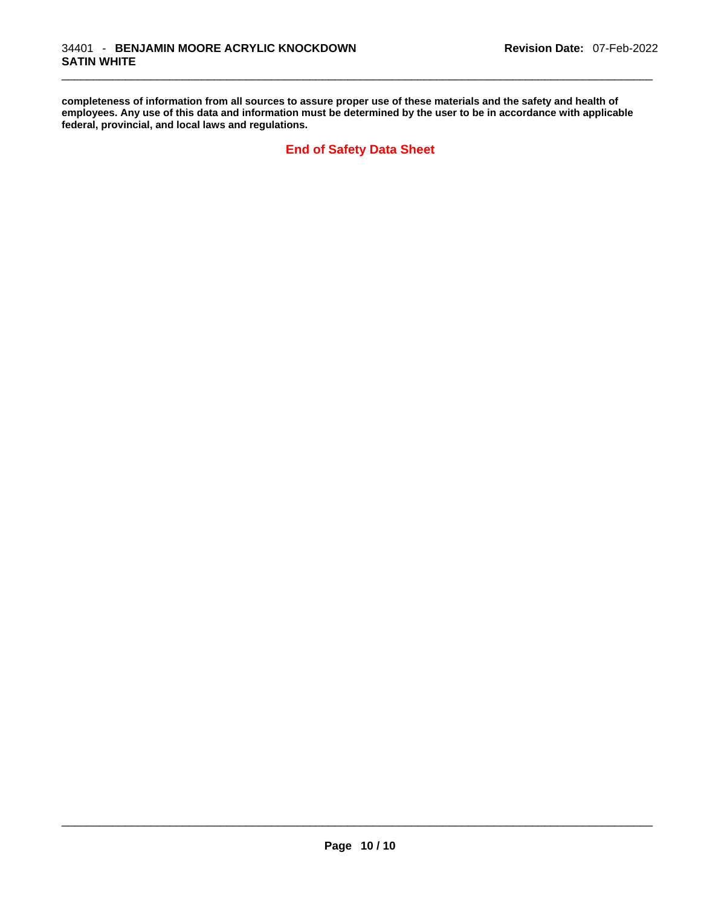**completeness of information from all sources to assure proper use of these materials and the safety and health of employees. Any use of this data and information must be determined by the user to be in accordance with applicable federal, provincial, and local laws and regulations.**

**End of Safety Data Sheet**